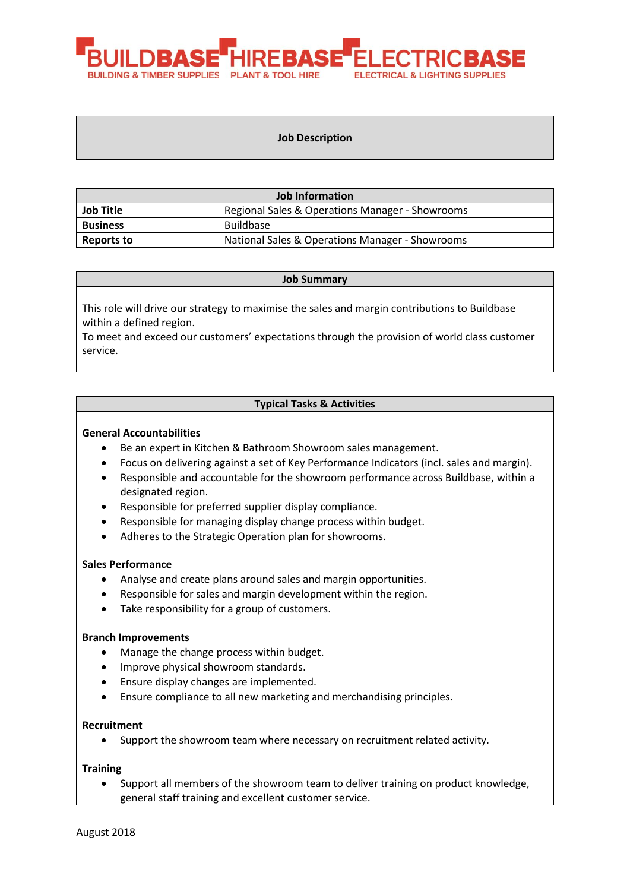BUILDBASE HIREBASE ELECTRICBASE

BUILDING & TIMBER SUPPLIES PLANT & TOOL HIRE ELECTRICAL & LIGHTING SUPPLIES

# Job Description

| Job Information | |
|---|---|
| **Job Title** | Regional Sales & Operations Manager - Showrooms |
| **Business** | Buildbase |
| **Reports to** | National Sales & Operations Manager - Showrooms |

## Job Summary

This role will drive our strategy to maximise the sales and margin contributions to Buildbase within a defined region.
To meet and exceed our customers' expectations through the provision of world class customer service.

## Typical Tasks & Activities

**General Accountabilities**

- Be an expert in Kitchen & Bathroom Showroom sales management.
- Focus on delivering against a set of Key Performance Indicators (incl. sales and margin).
- Responsible and accountable for the showroom performance across Buildbase, within a designated region.
- Responsible for preferred supplier display compliance.
- Responsible for managing display change process within budget.
- Adheres to the Strategic Operation plan for showrooms.

**Sales Performance**

- Analyse and create plans around sales and margin opportunities.
- Responsible for sales and margin development within the region.
- Take responsibility for a group of customers.

**Branch Improvements**

- Manage the change process within budget.
- Improve physical showroom standards.
- Ensure display changes are implemented.
- Ensure compliance to all new marketing and merchandising principles.

**Recruitment**

- Support the showroom team where necessary on recruitment related activity.

**Training**

- Support all members of the showroom team to deliver training on product knowledge, general staff training and excellent customer service.

August 2018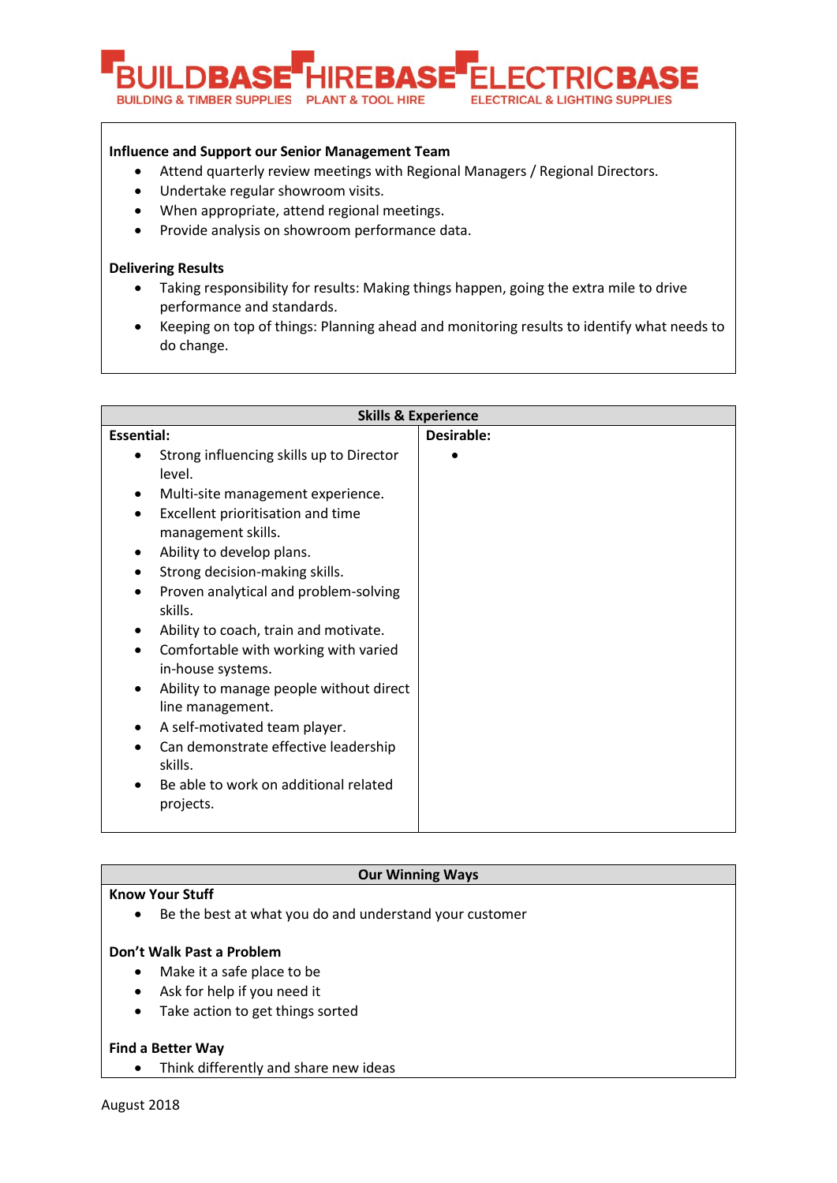**Influence and Support our Senior Management Team**

- Attend quarterly review meetings with Regional Managers / Regional Directors.
- Undertake regular showroom visits.
- When appropriate, attend regional meetings.
- Provide analysis on showroom performance data.

**Delivering Results**

- Taking responsibility for results: Making things happen, going the extra mile to drive performance and standards.
- Keeping on top of things: Planning ahead and monitoring results to identify what needs to do change.

| Skills & Experience | |
|---|---|
| **Essential:**<br>• Strong influencing skills up to Director level.<br>• Multi-site management experience.<br>• Excellent prioritisation and time management skills.<br>• Ability to develop plans.<br>• Strong decision-making skills.<br>• Proven analytical and problem-solving skills.<br>• Ability to coach, train and motivate.<br>• Comfortable with working with varied in-house systems.<br>• Ability to manage people without direct line management.<br>• A self-motivated team player.<br>• Can demonstrate effective leadership skills.<br>• Be able to work on additional related projects. | **Desirable:**<br>• |

**Our Winning Ways**

**Know Your Stuff**

- Be the best at what you do and understand your customer

**Don't Walk Past a Problem**

- Make it a safe place to be
- Ask for help if you need it
- Take action to get things sorted

**Find a Better Way**

- Think differently and share new ideas

August 2018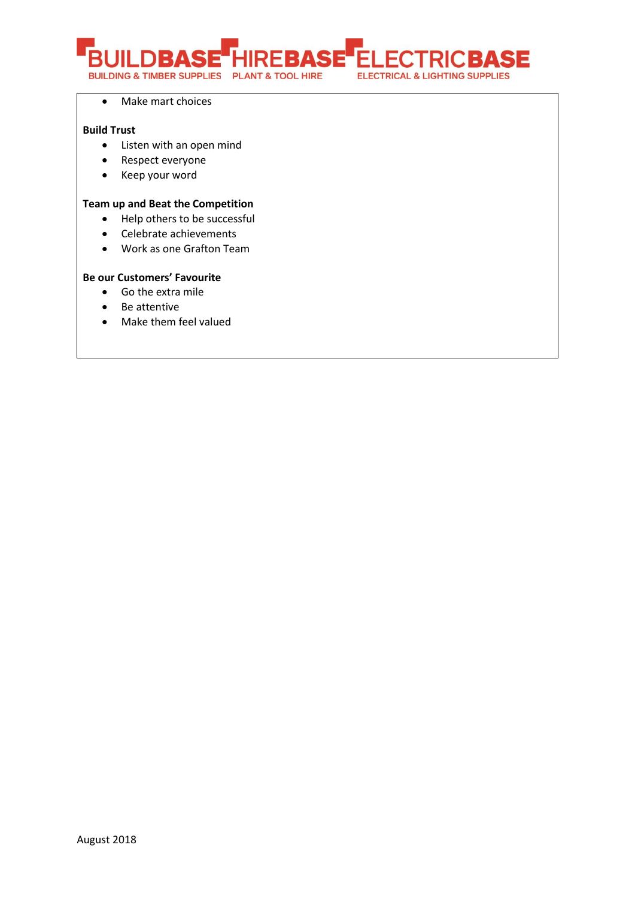- Make mart choices

**Build Trust**

- Listen with an open mind
- Respect everyone
- Keep your word

**Team up and Beat the Competition**

- Help others to be successful
- Celebrate achievements
- Work as one Grafton Team

**Be our Customers' Favourite**

- Go the extra mile
- Be attentive
- Make them feel valued

August 2018